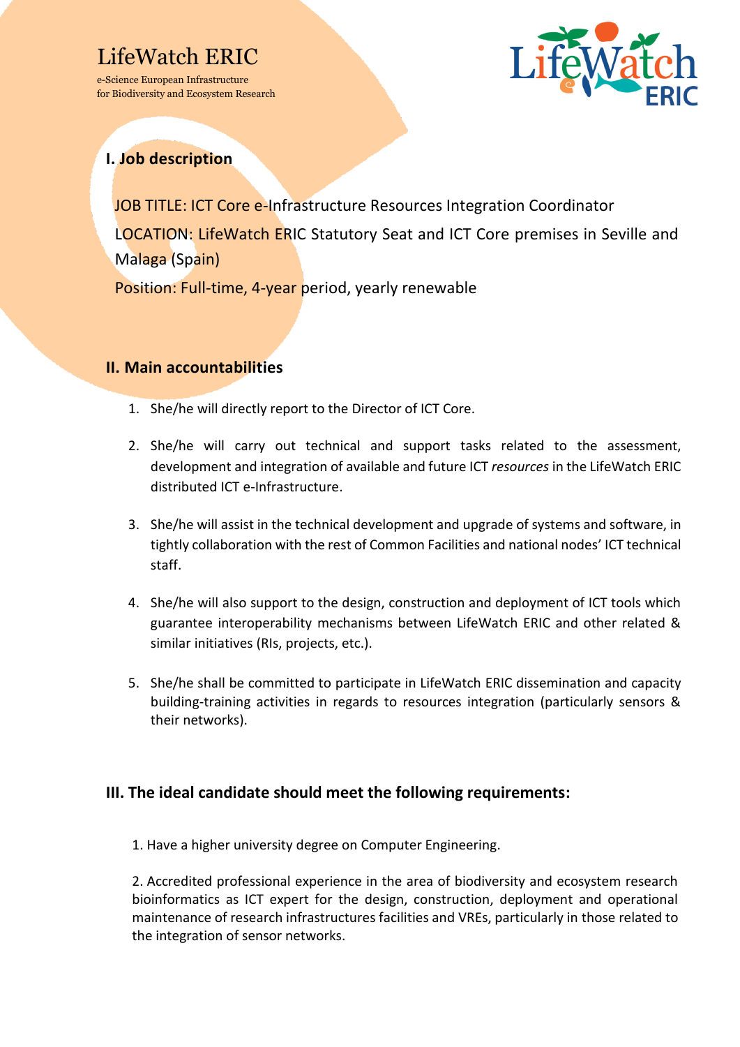LifeWatch ERIC

e-Science European Infrastructure
for Biodiversity and Ecosystem Research

## I. Job description

JOB TITLE: ICT Core e-Infrastructure Resources Integration Coordinator

LOCATION: LifeWatch ERIC Statutory Seat and ICT Core premises in Seville and Malaga (Spain)

Position: Full-time, 4-year period, yearly renewable

## II. Main accountabilities

1. She/he will directly report to the Director of ICT Core.
2. She/he will carry out technical and support tasks related to the assessment, development and integration of available and future ICT *resources* in the LifeWatch ERIC distributed ICT e-Infrastructure.
3. She/he will assist in the technical development and upgrade of systems and software, in tightly collaboration with the rest of Common Facilities and national nodes' ICT technical staff.
4. She/he will also support to the design, construction and deployment of ICT tools which guarantee interoperability mechanisms between LifeWatch ERIC and other related & similar initiatives (RIs, projects, etc.).
5. She/he shall be committed to participate in LifeWatch ERIC dissemination and capacity building-training activities in regards to resources integration (particularly sensors & their networks).

## III. The ideal candidate should meet the following requirements:

1. Have a higher university degree on Computer Engineering.

2. Accredited professional experience in the area of biodiversity and ecosystem research bioinformatics as ICT expert for the design, construction, deployment and operational maintenance of research infrastructures facilities and VREs, particularly in those related to the integration of sensor networks.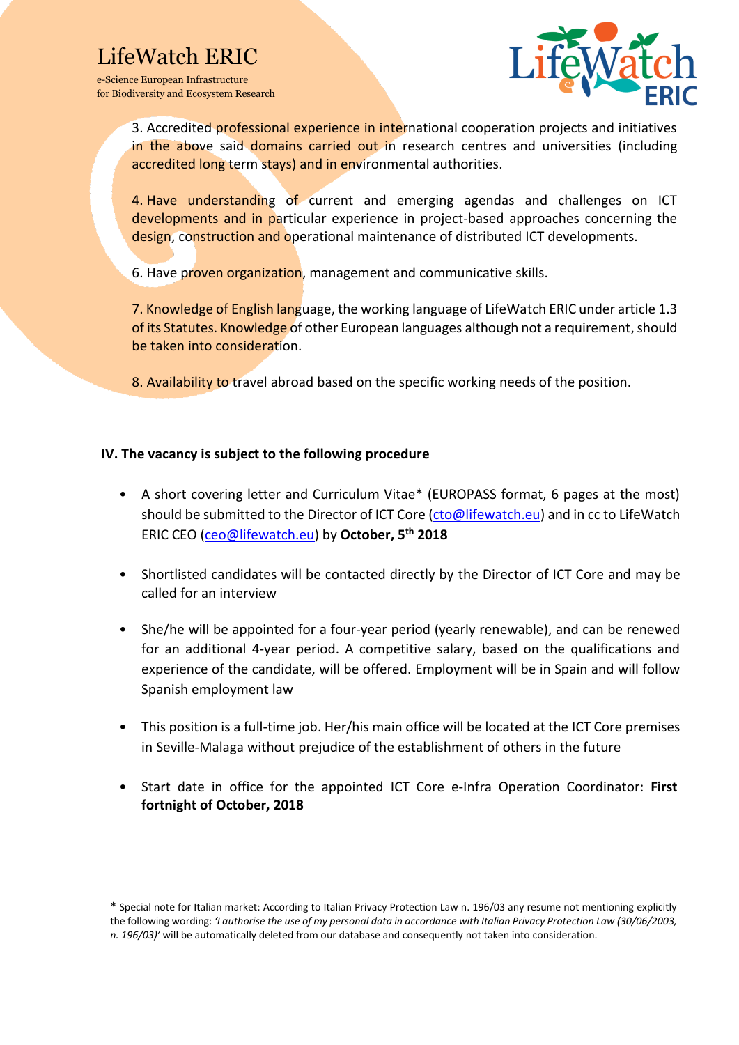3. Accredited professional experience in international cooperation projects and initiatives in the above said domains carried out in research centres and universities (including accredited long term stays) and in environmental authorities.

4. Have understanding of current and emerging agendas and challenges on ICT developments and in particular experience in project-based approaches concerning the design, construction and operational maintenance of distributed ICT developments.

6. Have proven organization, management and communicative skills.

7. Knowledge of English language, the working language of LifeWatch ERIC under article 1.3 of its Statutes. Knowledge of other European languages although not a requirement, should be taken into consideration.

8. Availability to travel abroad based on the specific working needs of the position.

**IV. The vacancy is subject to the following procedure**

- A short covering letter and Curriculum Vitae* (EUROPASS format, 6 pages at the most) should be submitted to the Director of ICT Core (cto@lifewatch.eu) and in cc to LifeWatch ERIC CEO (ceo@lifewatch.eu) by **October, 5th 2018**

- Shortlisted candidates will be contacted directly by the Director of ICT Core and may be called for an interview

- She/he will be appointed for a four-year period (yearly renewable), and can be renewed for an additional 4-year period. A competitive salary, based on the qualifications and experience of the candidate, will be offered. Employment will be in Spain and will follow Spanish employment law

- This position is a full-time job. Her/his main office will be located at the ICT Core premises in Seville-Malaga without prejudice of the establishment of others in the future

- Start date in office for the appointed ICT Core e-Infra Operation Coordinator: **First fortnight of October, 2018**

* Special note for Italian market: According to Italian Privacy Protection Law n. 196/03 any resume not mentioning explicitly the following wording: *'I authorise the use of my personal data in accordance with Italian Privacy Protection Law (30/06/2003, n. 196/03)'* will be automatically deleted from our database and consequently not taken into consideration.